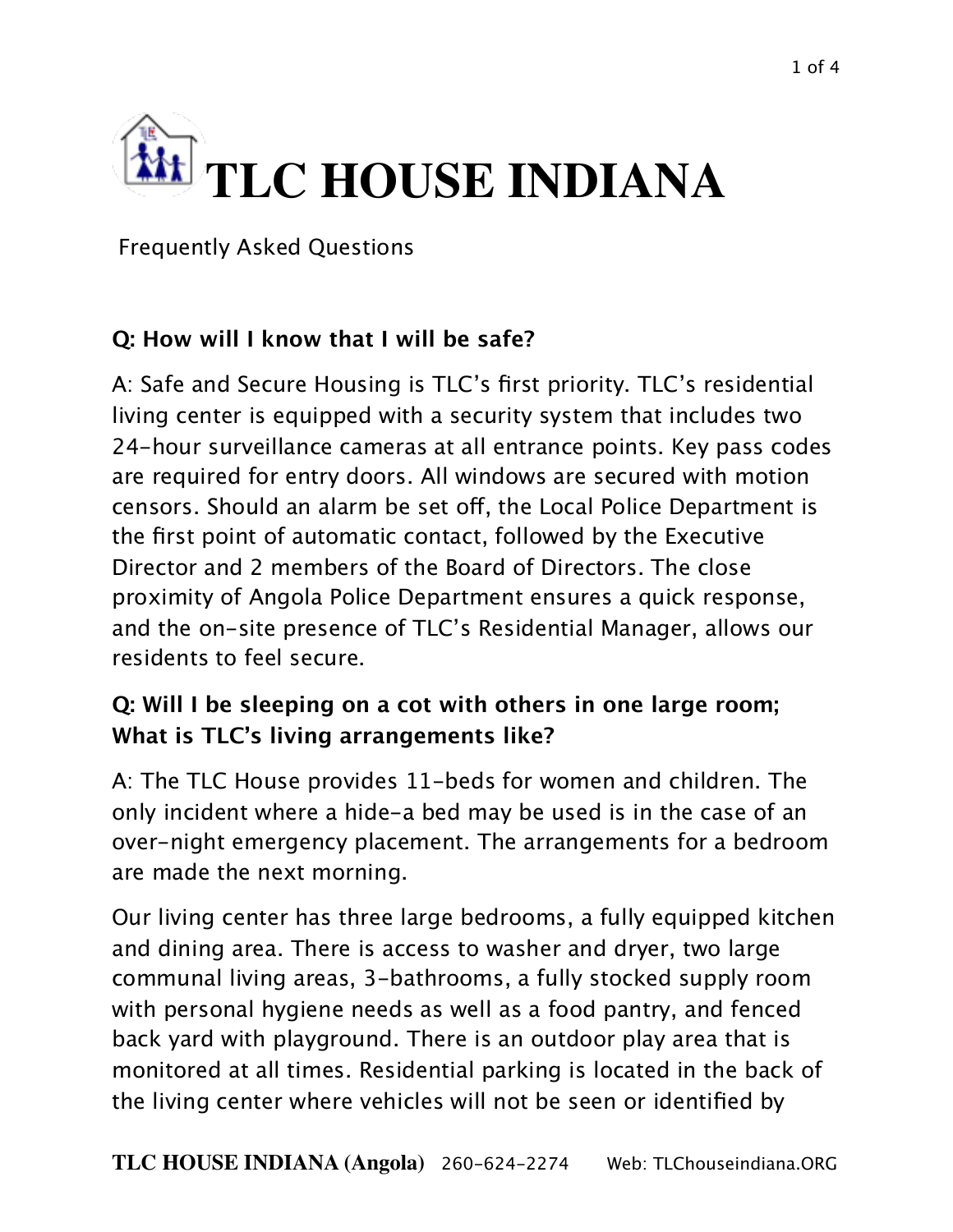# TLC HOUSE INDIANA

Frequently Asked Questions

**Q: How will I know that I will be safe?**

A: Safe and Secure Housing is TLC's first priority. TLC's residential living center is equipped with a security system that includes two 24-hour surveillance cameras at all entrance points. Key pass codes are required for entry doors. All windows are secured with motion censors. Should an alarm be set off, the Local Police Department is the first point of automatic contact, followed by the Executive Director and 2 members of the Board of Directors. The close proximity of Angola Police Department ensures a quick response, and the on-site presence of TLC's Residential Manager, allows our residents to feel secure.

**Q: Will I be sleeping on a cot with others in one large room; What is TLC's living arrangements like?**

A: The TLC House provides 11-beds for women and children. The only incident where a hide-a bed may be used is in the case of an over-night emergency placement. The arrangements for a bedroom are made the next morning.

Our living center has three large bedrooms, a fully equipped kitchen and dining area. There is access to washer and dryer, two large communal living areas, 3-bathrooms, a fully stocked supply room with personal hygiene needs as well as a food pantry, and fenced back yard with playground. There is an outdoor play area that is monitored at all times. Residential parking is located in the back of the living center where vehicles will not be seen or identified by

**TLC HOUSE INDIANA (Angola)** 260-624-2274 Web: TLChouseindiana.ORG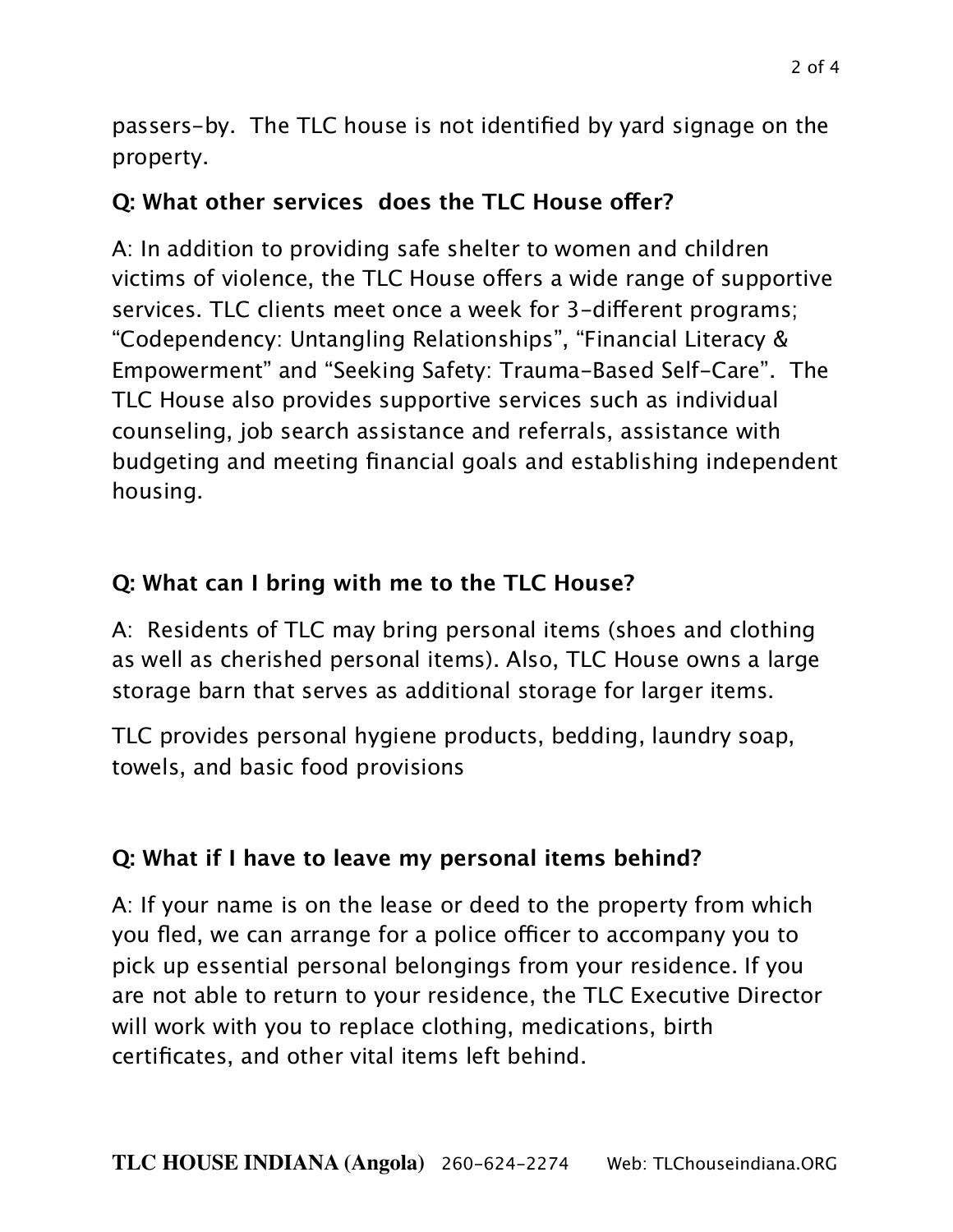passers-by. The TLC house is not identified by yard signage on the property.

**Q: What other services does the TLC House offer?**

A: In addition to providing safe shelter to women and children victims of violence, the TLC House offers a wide range of supportive services. TLC clients meet once a week for 3-different programs; “Codependency: Untangling Relationships”, “Financial Literacy & Empowerment” and “Seeking Safety: Trauma-Based Self-Care”. The TLC House also provides supportive services such as individual counseling, job search assistance and referrals, assistance with budgeting and meeting financial goals and establishing independent housing.

**Q: What can I bring with me to the TLC House?**

A: Residents of TLC may bring personal items (shoes and clothing as well as cherished personal items). Also, TLC House owns a large storage barn that serves as additional storage for larger items.

TLC provides personal hygiene products, bedding, laundry soap, towels, and basic food provisions

**Q: What if I have to leave my personal items behind?**

A: If your name is on the lease or deed to the property from which you fled, we can arrange for a police officer to accompany you to pick up essential personal belongings from your residence. If you are not able to return to your residence, the TLC Executive Director will work with you to replace clothing, medications, birth certificates, and other vital items left behind.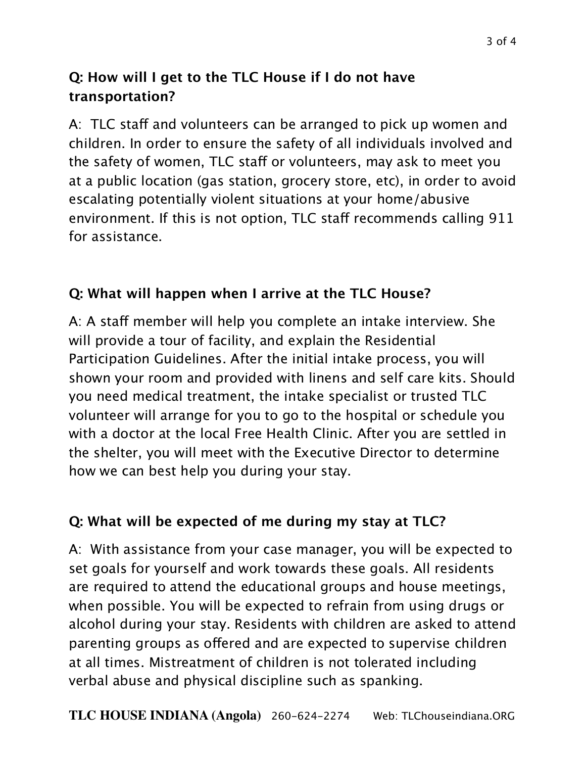**Q: How will I get to the TLC House if I do not have transportation?**

A: TLC staff and volunteers can be arranged to pick up women and children. In order to ensure the safety of all individuals involved and the safety of women, TLC staff or volunteers, may ask to meet you at a public location (gas station, grocery store, etc), in order to avoid escalating potentially violent situations at your home/abusive environment. If this is not option, TLC staff recommends calling 911 for assistance.

**Q: What will happen when I arrive at the TLC House?**

A: A staff member will help you complete an intake interview. She will provide a tour of facility, and explain the Residential Participation Guidelines. After the initial intake process, you will shown your room and provided with linens and self care kits. Should you need medical treatment, the intake specialist or trusted TLC volunteer will arrange for you to go to the hospital or schedule you with a doctor at the local Free Health Clinic. After you are settled in the shelter, you will meet with the Executive Director to determine how we can best help you during your stay.

**Q: What will be expected of me during my stay at TLC?**

A: With assistance from your case manager, you will be expected to set goals for yourself and work towards these goals. All residents are required to attend the educational groups and house meetings, when possible. You will be expected to refrain from using drugs or alcohol during your stay. Residents with children are asked to attend parenting groups as offered and are expected to supervise children at all times. Mistreatment of children is not tolerated including verbal abuse and physical discipline such as spanking.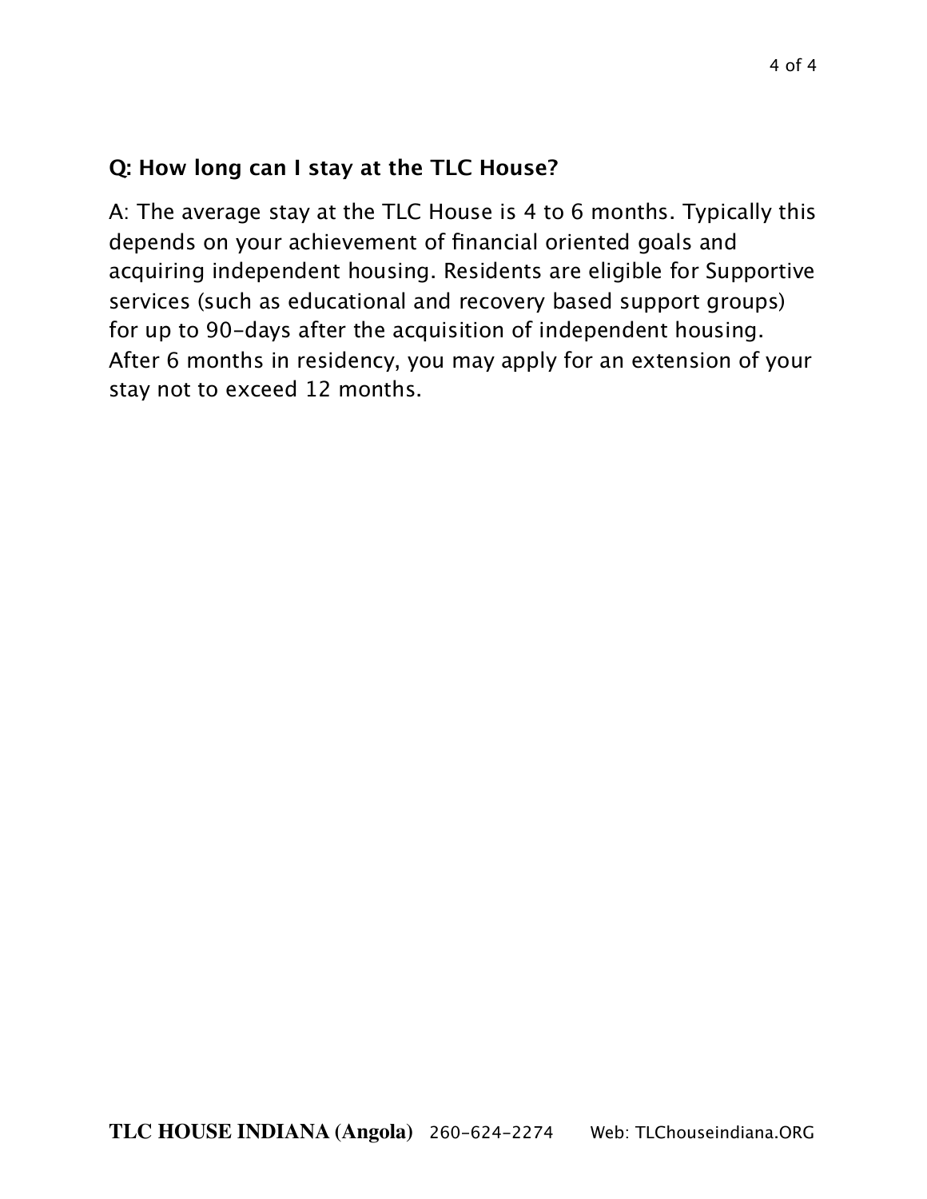**Q: How long can I stay at the TLC House?**

A: The average stay at the TLC House is 4 to 6 months. Typically this depends on your achievement of financial oriented goals and acquiring independent housing. Residents are eligible for Supportive services (such as educational and recovery based support groups) for up to 90-days after the acquisition of independent housing. After 6 months in residency, you may apply for an extension of your stay not to exceed 12 months.